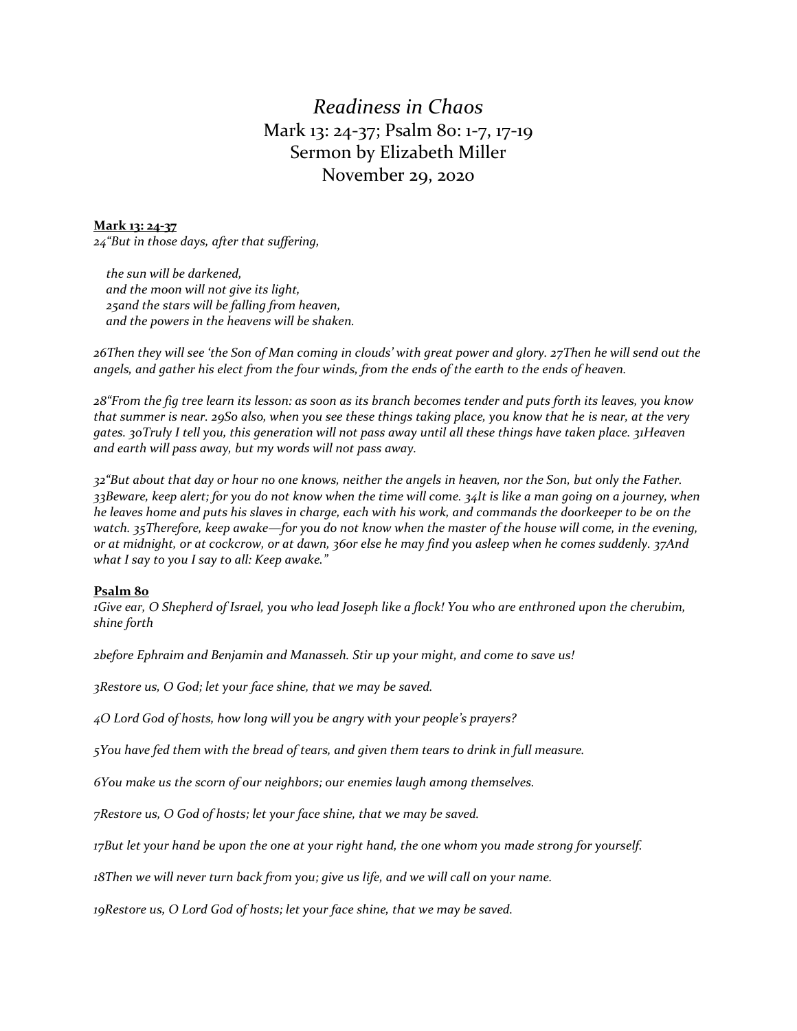# *Readiness in Chaos*

Mark 13: 24-37; Psalm 80: 1-7, 17-19

Sermon by Elizabeth Miller

November 29, 2020

**Mark 13: 24-37**

*24"But in those days, after that suffering,*

*the sun will be darkened,*
*and the moon will not give its light,*
*25and the stars will be falling from heaven,*
*and the powers in the heavens will be shaken.*

*26Then they will see 'the Son of Man coming in clouds' with great power and glory. 27Then he will send out the angels, and gather his elect from the four winds, from the ends of the earth to the ends of heaven.*

*28"From the fig tree learn its lesson: as soon as its branch becomes tender and puts forth its leaves, you know that summer is near. 29So also, when you see these things taking place, you know that he is near, at the very gates. 30Truly I tell you, this generation will not pass away until all these things have taken place. 31Heaven and earth will pass away, but my words will not pass away.*

*32"But about that day or hour no one knows, neither the angels in heaven, nor the Son, but only the Father. 33Beware, keep alert; for you do not know when the time will come. 34It is like a man going on a journey, when he leaves home and puts his slaves in charge, each with his work, and commands the doorkeeper to be on the watch. 35Therefore, keep awake—for you do not know when the master of the house will come, in the evening, or at midnight, or at cockcrow, or at dawn, 36or else he may find you asleep when he comes suddenly. 37And what I say to you I say to all: Keep awake."*

**Psalm 80**

*1Give ear, O Shepherd of Israel, you who lead Joseph like a flock! You who are enthroned upon the cherubim, shine forth*

*2before Ephraim and Benjamin and Manasseh. Stir up your might, and come to save us!*

*3Restore us, O God; let your face shine, that we may be saved.*

*4O Lord God of hosts, how long will you be angry with your people's prayers?*

*5You have fed them with the bread of tears, and given them tears to drink in full measure.*

*6You make us the scorn of our neighbors; our enemies laugh among themselves.*

*7Restore us, O God of hosts; let your face shine, that we may be saved.*

*17But let your hand be upon the one at your right hand, the one whom you made strong for yourself.*

*18Then we will never turn back from you; give us life, and we will call on your name.*

*19Restore us, O Lord God of hosts; let your face shine, that we may be saved.*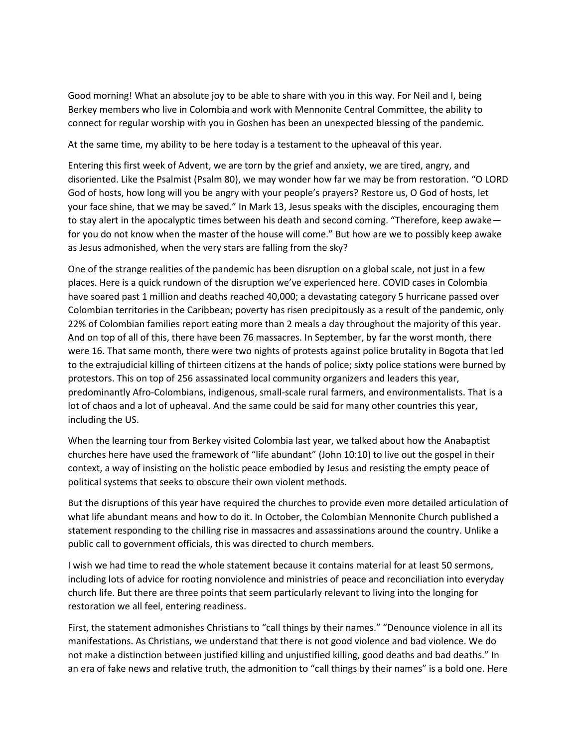Good morning! What an absolute joy to be able to share with you in this way. For Neil and I, being Berkey members who live in Colombia and work with Mennonite Central Committee, the ability to connect for regular worship with you in Goshen has been an unexpected blessing of the pandemic.

At the same time, my ability to be here today is a testament to the upheaval of this year.

Entering this first week of Advent, we are torn by the grief and anxiety, we are tired, angry, and disoriented. Like the Psalmist (Psalm 80), we may wonder how far we may be from restoration. "O LORD God of hosts, how long will you be angry with your people's prayers? Restore us, O God of hosts, let your face shine, that we may be saved." In Mark 13, Jesus speaks with the disciples, encouraging them to stay alert in the apocalyptic times between his death and second coming. "Therefore, keep awake—for you do not know when the master of the house will come." But how are we to possibly keep awake as Jesus admonished, when the very stars are falling from the sky?

One of the strange realities of the pandemic has been disruption on a global scale, not just in a few places. Here is a quick rundown of the disruption we've experienced here. COVID cases in Colombia have soared past 1 million and deaths reached 40,000; a devastating category 5 hurricane passed over Colombian territories in the Caribbean; poverty has risen precipitously as a result of the pandemic, only 22% of Colombian families report eating more than 2 meals a day throughout the majority of this year. And on top of all of this, there have been 76 massacres. In September, by far the worst month, there were 16. That same month, there were two nights of protests against police brutality in Bogota that led to the extrajudicial killing of thirteen citizens at the hands of police; sixty police stations were burned by protestors. This on top of 256 assassinated local community organizers and leaders this year, predominantly Afro-Colombians, indigenous, small-scale rural farmers, and environmentalists. That is a lot of chaos and a lot of upheaval. And the same could be said for many other countries this year, including the US.

When the learning tour from Berkey visited Colombia last year, we talked about how the Anabaptist churches here have used the framework of "life abundant" (John 10:10) to live out the gospel in their context, a way of insisting on the holistic peace embodied by Jesus and resisting the empty peace of political systems that seeks to obscure their own violent methods.

But the disruptions of this year have required the churches to provide even more detailed articulation of what life abundant means and how to do it. In October, the Colombian Mennonite Church published a statement responding to the chilling rise in massacres and assassinations around the country. Unlike a public call to government officials, this was directed to church members.

I wish we had time to read the whole statement because it contains material for at least 50 sermons, including lots of advice for rooting nonviolence and ministries of peace and reconciliation into everyday church life. But there are three points that seem particularly relevant to living into the longing for restoration we all feel, entering readiness.

First, the statement admonishes Christians to "call things by their names." "Denounce violence in all its manifestations. As Christians, we understand that there is not good violence and bad violence. We do not make a distinction between justified killing and unjustified killing, good deaths and bad deaths." In an era of fake news and relative truth, the admonition to "call things by their names" is a bold one. Here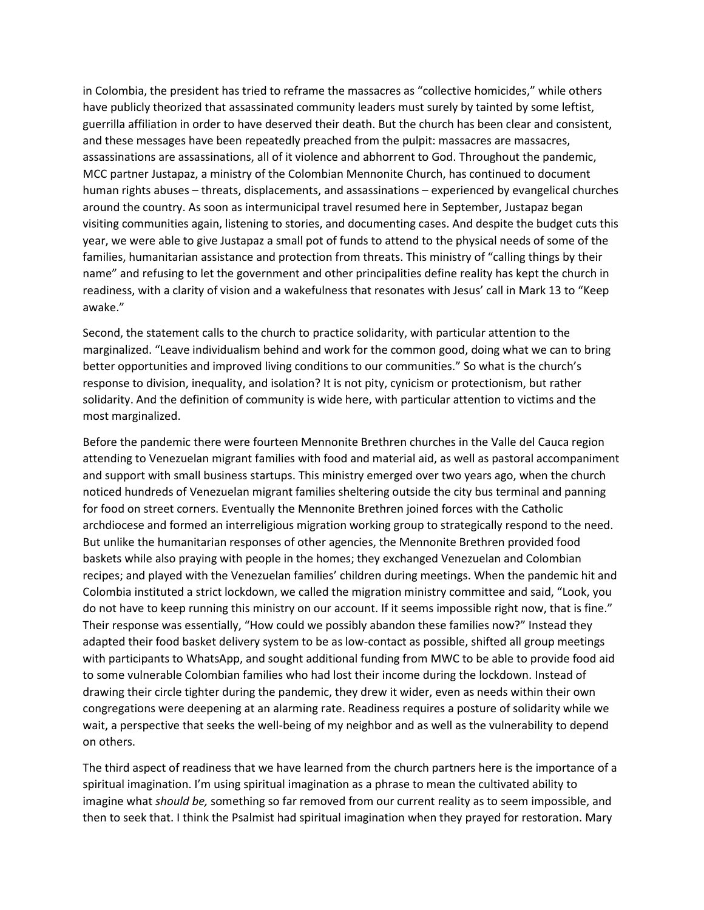in Colombia, the president has tried to reframe the massacres as "collective homicides," while others have publicly theorized that assassinated community leaders must surely by tainted by some leftist, guerrilla affiliation in order to have deserved their death. But the church has been clear and consistent, and these messages have been repeatedly preached from the pulpit: massacres are massacres, assassinations are assassinations, all of it violence and abhorrent to God. Throughout the pandemic, MCC partner Justapaz, a ministry of the Colombian Mennonite Church, has continued to document human rights abuses – threats, displacements, and assassinations – experienced by evangelical churches around the country. As soon as intermunicipal travel resumed here in September, Justapaz began visiting communities again, listening to stories, and documenting cases. And despite the budget cuts this year, we were able to give Justapaz a small pot of funds to attend to the physical needs of some of the families, humanitarian assistance and protection from threats. This ministry of "calling things by their name" and refusing to let the government and other principalities define reality has kept the church in readiness, with a clarity of vision and a wakefulness that resonates with Jesus' call in Mark 13 to "Keep awake."

Second, the statement calls to the church to practice solidarity, with particular attention to the marginalized. "Leave individualism behind and work for the common good, doing what we can to bring better opportunities and improved living conditions to our communities." So what is the church's response to division, inequality, and isolation? It is not pity, cynicism or protectionism, but rather solidarity. And the definition of community is wide here, with particular attention to victims and the most marginalized.

Before the pandemic there were fourteen Mennonite Brethren churches in the Valle del Cauca region attending to Venezuelan migrant families with food and material aid, as well as pastoral accompaniment and support with small business startups. This ministry emerged over two years ago, when the church noticed hundreds of Venezuelan migrant families sheltering outside the city bus terminal and panning for food on street corners. Eventually the Mennonite Brethren joined forces with the Catholic archdiocese and formed an interreligious migration working group to strategically respond to the need. But unlike the humanitarian responses of other agencies, the Mennonite Brethren provided food baskets while also praying with people in the homes; they exchanged Venezuelan and Colombian recipes; and played with the Venezuelan families' children during meetings. When the pandemic hit and Colombia instituted a strict lockdown, we called the migration ministry committee and said, "Look, you do not have to keep running this ministry on our account. If it seems impossible right now, that is fine." Their response was essentially, "How could we possibly abandon these families now?" Instead they adapted their food basket delivery system to be as low-contact as possible, shifted all group meetings with participants to WhatsApp, and sought additional funding from MWC to be able to provide food aid to some vulnerable Colombian families who had lost their income during the lockdown. Instead of drawing their circle tighter during the pandemic, they drew it wider, even as needs within their own congregations were deepening at an alarming rate. Readiness requires a posture of solidarity while we wait, a perspective that seeks the well-being of my neighbor and as well as the vulnerability to depend on others.

The third aspect of readiness that we have learned from the church partners here is the importance of a spiritual imagination. I'm using spiritual imagination as a phrase to mean the cultivated ability to imagine what *should be,* something so far removed from our current reality as to seem impossible, and then to seek that. I think the Psalmist had spiritual imagination when they prayed for restoration. Mary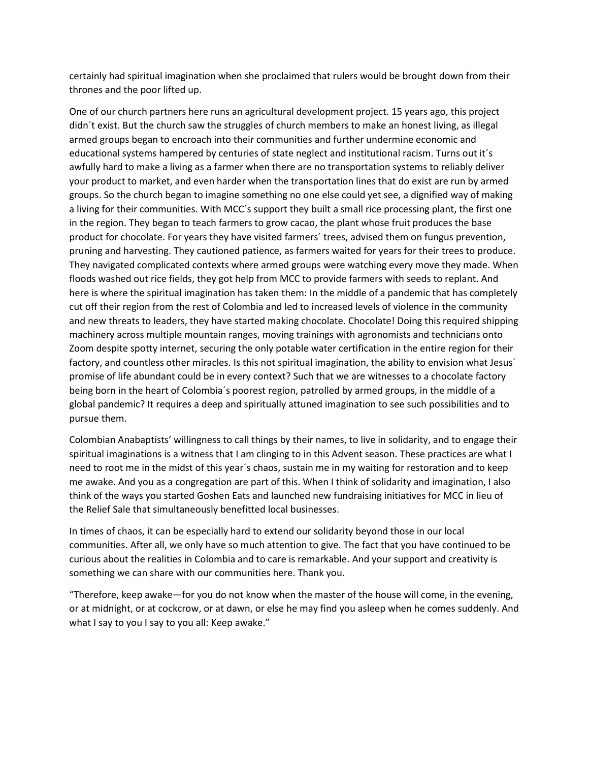certainly had spiritual imagination when she proclaimed that rulers would be brought down from their thrones and the poor lifted up.

One of our church partners here runs an agricultural development project. 15 years ago, this project didn´t exist. But the church saw the struggles of church members to make an honest living, as illegal armed groups began to encroach into their communities and further undermine economic and educational systems hampered by centuries of state neglect and institutional racism. Turns out it´s awfully hard to make a living as a farmer when there are no transportation systems to reliably deliver your product to market, and even harder when the transportation lines that do exist are run by armed groups. So the church began to imagine something no one else could yet see, a dignified way of making a living for their communities. With MCC´s support they built a small rice processing plant, the first one in the region. They began to teach farmers to grow cacao, the plant whose fruit produces the base product for chocolate. For years they have visited farmers´ trees, advised them on fungus prevention, pruning and harvesting. They cautioned patience, as farmers waited for years for their trees to produce. They navigated complicated contexts where armed groups were watching every move they made. When floods washed out rice fields, they got help from MCC to provide farmers with seeds to replant. And here is where the spiritual imagination has taken them: In the middle of a pandemic that has completely cut off their region from the rest of Colombia and led to increased levels of violence in the community and new threats to leaders, they have started making chocolate. Chocolate! Doing this required shipping machinery across multiple mountain ranges, moving trainings with agronomists and technicians onto Zoom despite spotty internet, securing the only potable water certification in the entire region for their factory, and countless other miracles. Is this not spiritual imagination, the ability to envision what Jesus´ promise of life abundant could be in every context? Such that we are witnesses to a chocolate factory being born in the heart of Colombia´s poorest region, patrolled by armed groups, in the middle of a global pandemic? It requires a deep and spiritually attuned imagination to see such possibilities and to pursue them.

Colombian Anabaptists' willingness to call things by their names, to live in solidarity, and to engage their spiritual imaginations is a witness that I am clinging to in this Advent season. These practices are what I need to root me in the midst of this year´s chaos, sustain me in my waiting for restoration and to keep me awake. And you as a congregation are part of this. When I think of solidarity and imagination, I also think of the ways you started Goshen Eats and launched new fundraising initiatives for MCC in lieu of the Relief Sale that simultaneously benefitted local businesses.

In times of chaos, it can be especially hard to extend our solidarity beyond those in our local communities. After all, we only have so much attention to give. The fact that you have continued to be curious about the realities in Colombia and to care is remarkable. And your support and creativity is something we can share with our communities here. Thank you.

"Therefore, keep awake—for you do not know when the master of the house will come, in the evening, or at midnight, or at cockcrow, or at dawn, or else he may find you asleep when he comes suddenly. And what I say to you I say to you all: Keep awake."